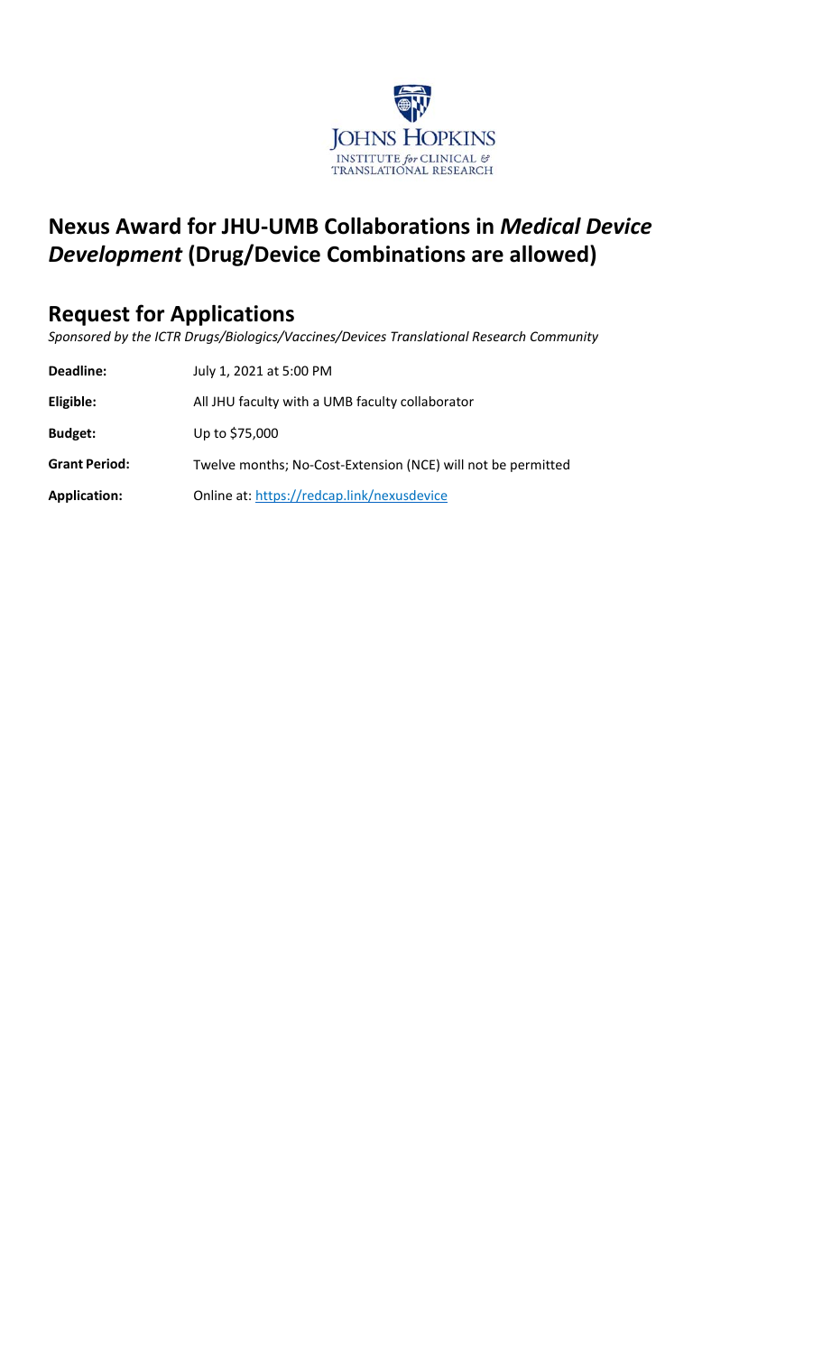JOHNS HOPKINS
INSTITUTE *for* CLINICAL & TRANSLATIONAL RESEARCH

# Nexus Award for JHU-UMB Collaborations in *Medical Device Development* (Drug/Device Combinations are allowed)

## Request for Applications

*Sponsored by the ICTR Drugs/Biologics/Vaccines/Devices Translational Research Community*

| | |
|---|---|
| **Deadline:** | July 1, 2021 at 5:00 PM |
| **Eligible:** | All JHU faculty with a UMB faculty collaborator |
| **Budget:** | Up to $75,000 |
| **Grant Period:** | Twelve months; No-Cost-Extension (NCE) will not be permitted |
| **Application:** | Online at: [https://redcap.link/nexusdevice](https://redcap.link/nexusdevice) |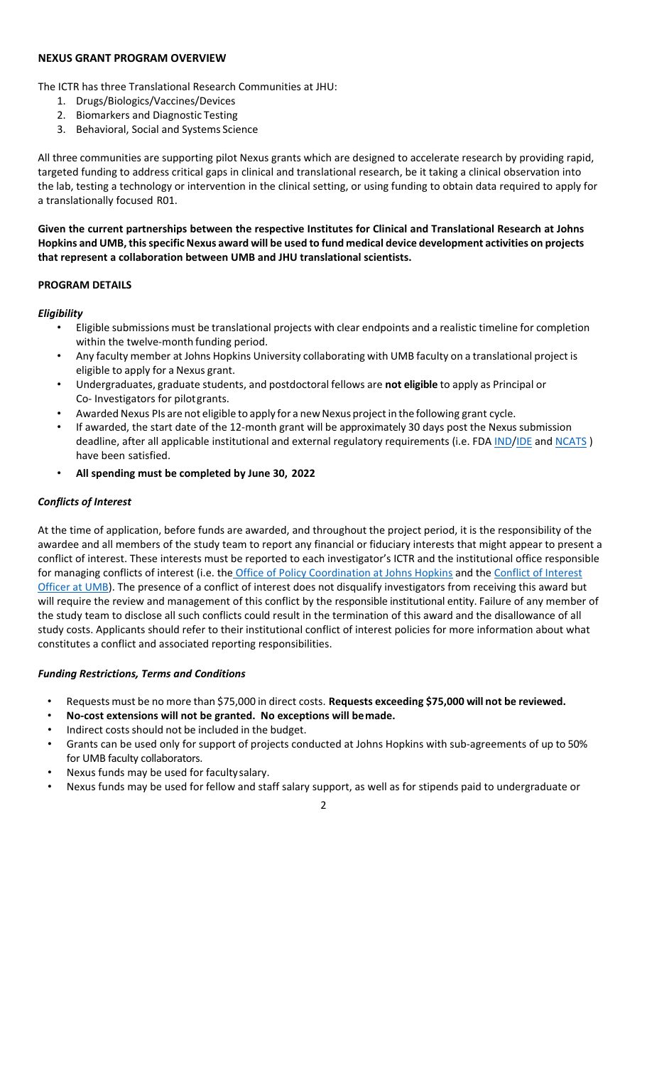## NEXUS GRANT PROGRAM OVERVIEW

The ICTR has three Translational Research Communities at JHU:

1. Drugs/Biologics/Vaccines/Devices
2. Biomarkers and Diagnostic Testing
3. Behavioral, Social and Systems Science

All three communities are supporting pilot Nexus grants which are designed to accelerate research by providing rapid, targeted funding to address critical gaps in clinical and translational research, be it taking a clinical observation into the lab, testing a technology or intervention in the clinical setting, or using funding to obtain data required to apply for a translationally focused R01.

**Given the current partnerships between the respective Institutes for Clinical and Translational Research at Johns Hopkins and UMB, this specific Nexus award will be used to fund medical device development activities on projects that represent a collaboration between UMB and JHU translational scientists.**

## PROGRAM DETAILS

### *Eligibility*

- Eligible submissions must be translational projects with clear endpoints and a realistic timeline for completion within the twelve-month funding period.
- Any faculty member at Johns Hopkins University collaborating with UMB faculty on a translational project is eligible to apply for a Nexus grant.
- Undergraduates, graduate students, and postdoctoral fellows are **not eligible** to apply as Principal or Co- Investigators for pilot grants.
- Awarded Nexus PIs are not eligible to apply for a new Nexus project in the following grant cycle.
- If awarded, the start date of the 12-month grant will be approximately 30 days post the Nexus submission deadline, after all applicable institutional and external regulatory requirements (i.e. FDA IND/IDE and NCATS ) have been satisfied.
- **All spending must be completed by June 30, 2022**

### *Conflicts of Interest*

At the time of application, before funds are awarded, and throughout the project period, it is the responsibility of the awardee and all members of the study team to report any financial or fiduciary interests that might appear to present a conflict of interest. These interests must be reported to each investigator's ICTR and the institutional office responsible for managing conflicts of interest (i.e. the Office of Policy Coordination at Johns Hopkins and the Conflict of Interest Officer at UMB). The presence of a conflict of interest does not disqualify investigators from receiving this award but will require the review and management of this conflict by the responsible institutional entity. Failure of any member of the study team to disclose all such conflicts could result in the termination of this award and the disallowance of all study costs. Applicants should refer to their institutional conflict of interest policies for more information about what constitutes a conflict and associated reporting responsibilities.

### *Funding Restrictions, Terms and Conditions*

- Requests must be no more than $75,000 in direct costs. **Requests exceeding $75,000 will not be reviewed.**
- **No-cost extensions will not be granted. No exceptions will be made.**
- Indirect costs should not be included in the budget.
- Grants can be used only for support of projects conducted at Johns Hopkins with sub-agreements of up to 50% for UMB faculty collaborators.
- Nexus funds may be used for faculty salary.
- Nexus funds may be used for fellow and staff salary support, as well as for stipends paid to undergraduate or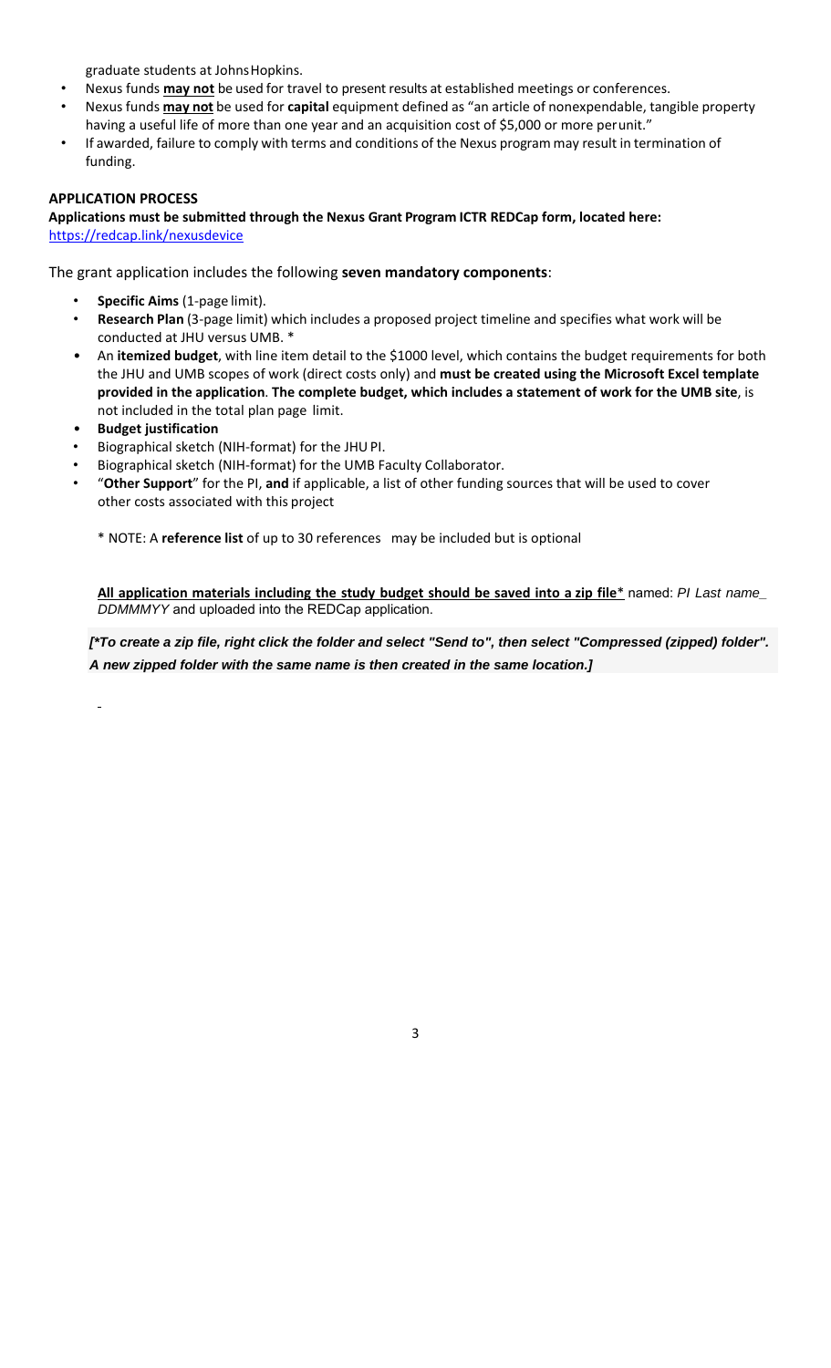graduate students at Johns Hopkins.

- Nexus funds **may not** be used for travel to present results at established meetings or conferences.
- Nexus funds **may not** be used for **capital** equipment defined as "an article of nonexpendable, tangible property having a useful life of more than one year and an acquisition cost of $5,000 or more per unit."
- If awarded, failure to comply with terms and conditions of the Nexus program may result in termination of funding.

**APPLICATION PROCESS**

**Applications must be submitted through the Nexus Grant Program ICTR REDCap form, located here:**
[https://redcap.link/nexusdevice](https://redcap.link/nexusdevice)

The grant application includes the following **seven mandatory components**:

- **Specific Aims** (1-page limit).
- **Research Plan** (3-page limit) which includes a proposed project timeline and specifies what work will be conducted at JHU versus UMB. *
- An **itemized budget**, with line item detail to the $1000 level, which contains the budget requirements for both the JHU and UMB scopes of work (direct costs only) and **must be created using the Microsoft Excel template provided in the application**. **The complete budget, which includes a statement of work for the UMB site**, is not included in the total plan page limit.
- **Budget justification**
- Biographical sketch (NIH-format) for the JHU PI.
- Biographical sketch (NIH-format) for the UMB Faculty Collaborator.
- "**Other Support**" for the PI, **and** if applicable, a list of other funding sources that will be used to cover other costs associated with this project

\* NOTE: A **reference list** of up to 30 references may be included but is optional

**<u>All application materials including the study budget should be saved into a zip file</u>*** named: *PI Last name_ DDMMMYY* and uploaded into the REDCap application.

***[*To create a zip file, right click the folder and select "Send to", then select "Compressed (zipped) folder". A new zipped folder with the same name is then created in the same location.]***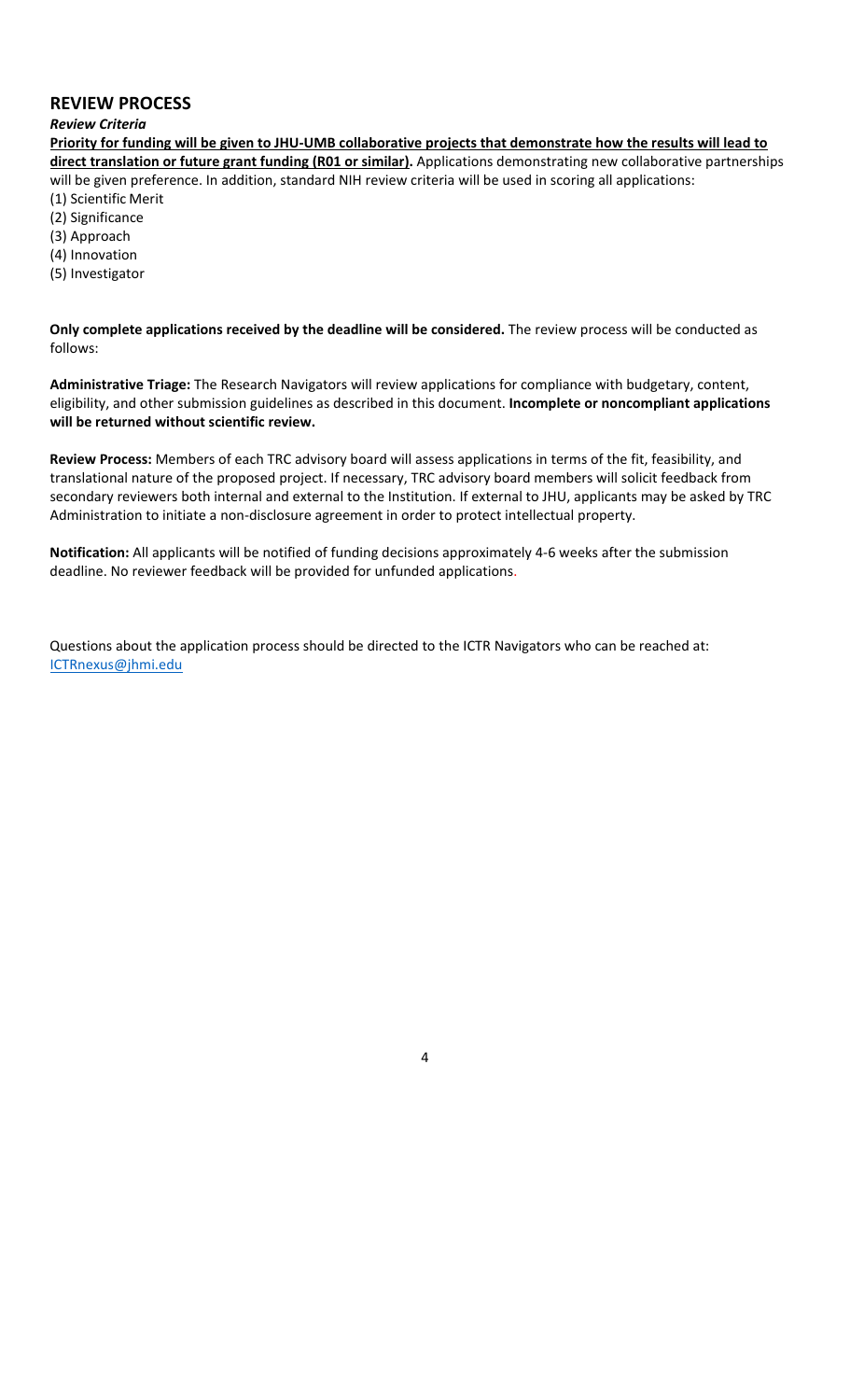## REVIEW PROCESS

***Review Criteria***

**Priority for funding will be given to JHU-UMB collaborative projects that demonstrate how the results will lead to direct translation or future grant funding (R01 or similar).** Applications demonstrating new collaborative partnerships will be given preference. In addition, standard NIH review criteria will be used in scoring all applications:

(1) Scientific Merit
(2) Significance
(3) Approach
(4) Innovation
(5) Investigator

**Only complete applications received by the deadline will be considered.** The review process will be conducted as follows:

**Administrative Triage:** The Research Navigators will review applications for compliance with budgetary, content, eligibility, and other submission guidelines as described in this document. **Incomplete or noncompliant applications will be returned without scientific review.**

**Review Process:** Members of each TRC advisory board will assess applications in terms of the fit, feasibility, and translational nature of the proposed project. If necessary, TRC advisory board members will solicit feedback from secondary reviewers both internal and external to the Institution. If external to JHU, applicants may be asked by TRC Administration to initiate a non-disclosure agreement in order to protect intellectual property.

**Notification:** All applicants will be notified of funding decisions approximately 4-6 weeks after the submission deadline. No reviewer feedback will be provided for unfunded applications.

Questions about the application process should be directed to the ICTR Navigators who can be reached at: ICTRnexus@jhmi.edu